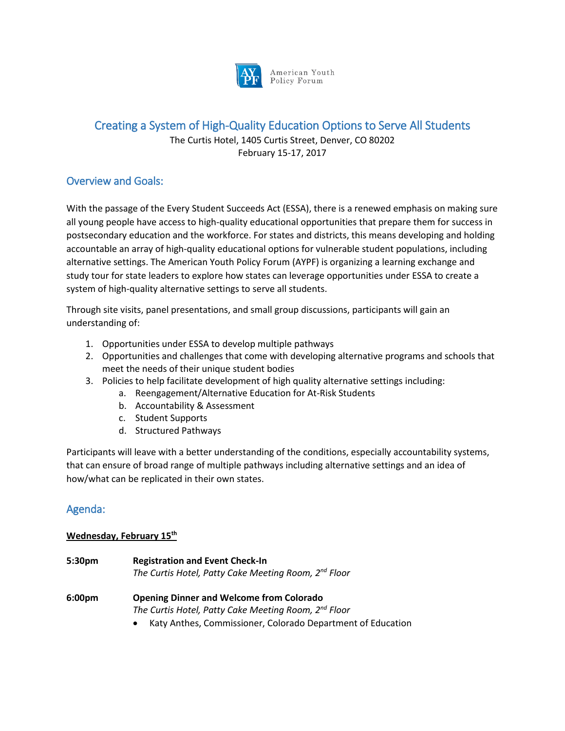American Youth Policy Forum

# Creating a System of High-Quality Education Options to Serve All Students

The Curtis Hotel, 1405 Curtis Street, Denver, CO 80202
February 15-17, 2017

## Overview and Goals:

With the passage of the Every Student Succeeds Act (ESSA), there is a renewed emphasis on making sure all young people have access to high-quality educational opportunities that prepare them for success in postsecondary education and the workforce. For states and districts, this means developing and holding accountable an array of high-quality educational options for vulnerable student populations, including alternative settings. The American Youth Policy Forum (AYPF) is organizing a learning exchange and study tour for state leaders to explore how states can leverage opportunities under ESSA to create a system of high-quality alternative settings to serve all students.

Through site visits, panel presentations, and small group discussions, participants will gain an understanding of:

1. Opportunities under ESSA to develop multiple pathways
2. Opportunities and challenges that come with developing alternative programs and schools that meet the needs of their unique student bodies
3. Policies to help facilitate development of high quality alternative settings including:
   a. Reengagement/Alternative Education for At-Risk Students
   b. Accountability & Assessment
   c. Student Supports
   d. Structured Pathways

Participants will leave with a better understanding of the conditions, especially accountability systems, that can ensure of broad range of multiple pathways including alternative settings and an idea of how/what can be replicated in their own states.

## Agenda:

**Wednesday, February 15th**

**5:30pm** **Registration and Event Check-In**
*The Curtis Hotel, Patty Cake Meeting Room, 2nd Floor*

**6:00pm** **Opening Dinner and Welcome from Colorado**
*The Curtis Hotel, Patty Cake Meeting Room, 2nd Floor*

- Katy Anthes, Commissioner, Colorado Department of Education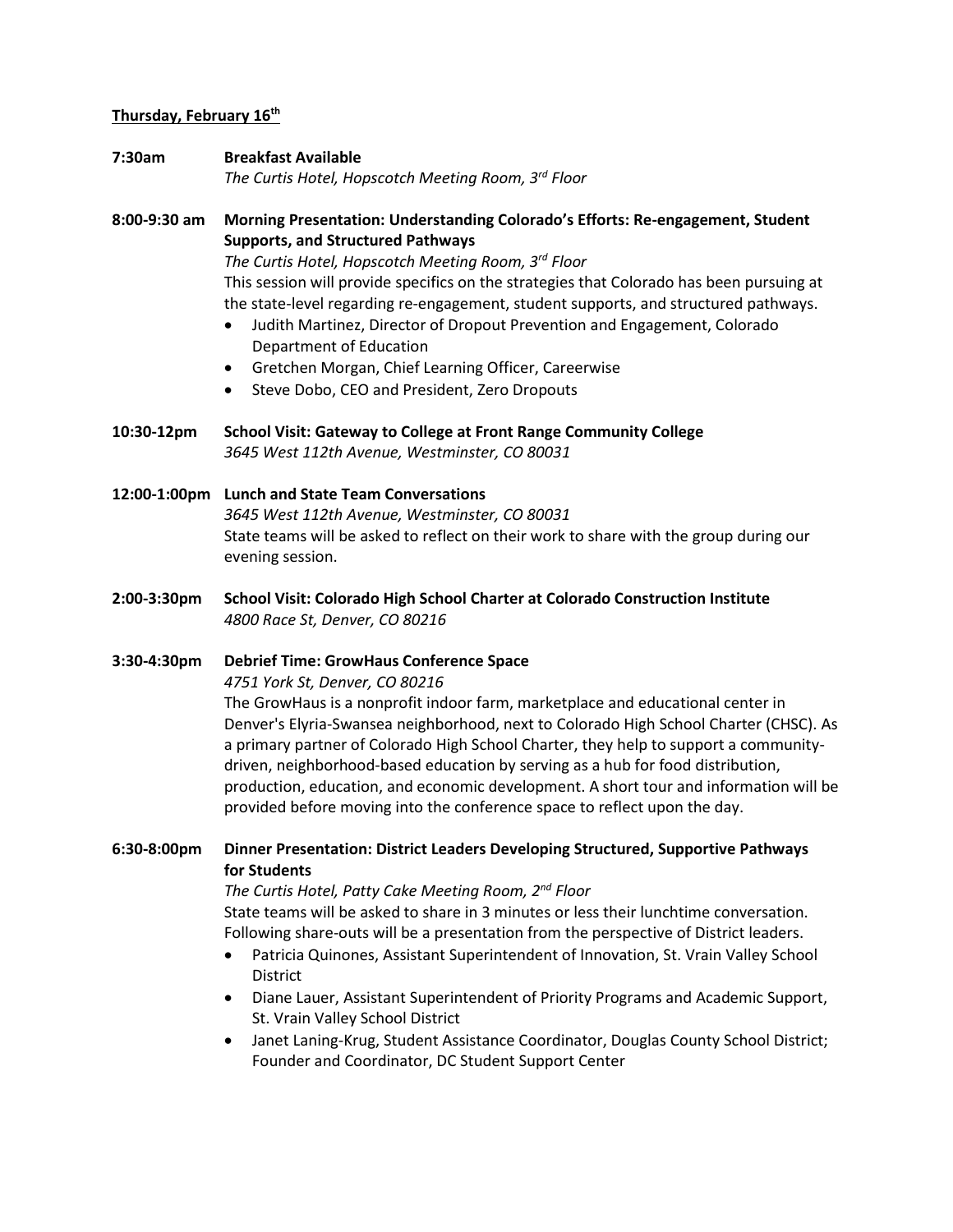**Thursday, February 16th**

**7:30am** **Breakfast Available**
*The Curtis Hotel, Hopscotch Meeting Room, 3rd Floor*

**8:00-9:30 am** **Morning Presentation: Understanding Colorado's Efforts: Re-engagement, Student Supports, and Structured Pathways**
*The Curtis Hotel, Hopscotch Meeting Room, 3rd Floor*
This session will provide specifics on the strategies that Colorado has been pursuing at the state-level regarding re-engagement, student supports, and structured pathways.

- Judith Martinez, Director of Dropout Prevention and Engagement, Colorado Department of Education
- Gretchen Morgan, Chief Learning Officer, Careerwise
- Steve Dobo, CEO and President, Zero Dropouts

**10:30-12pm** **School Visit: Gateway to College at Front Range Community College**
*3645 West 112th Avenue, Westminster, CO 80031*

**12:00-1:00pm** **Lunch and State Team Conversations**
*3645 West 112th Avenue, Westminster, CO 80031*
State teams will be asked to reflect on their work to share with the group during our evening session.

**2:00-3:30pm** **School Visit: Colorado High School Charter at Colorado Construction Institute**
*4800 Race St, Denver, CO 80216*

**3:30-4:30pm** **Debrief Time: GrowHaus Conference Space**
*4751 York St, Denver, CO 80216*
The GrowHaus is a nonprofit indoor farm, marketplace and educational center in Denver's Elyria-Swansea neighborhood, next to Colorado High School Charter (CHSC). As a primary partner of Colorado High School Charter, they help to support a community-driven, neighborhood-based education by serving as a hub for food distribution, production, education, and economic development. A short tour and information will be provided before moving into the conference space to reflect upon the day.

**6:30-8:00pm** **Dinner Presentation: District Leaders Developing Structured, Supportive Pathways for Students**
*The Curtis Hotel, Patty Cake Meeting Room, 2nd Floor*
State teams will be asked to share in 3 minutes or less their lunchtime conversation. Following share-outs will be a presentation from the perspective of District leaders.

- Patricia Quinones, Assistant Superintendent of Innovation, St. Vrain Valley School District
- Diane Lauer, Assistant Superintendent of Priority Programs and Academic Support, St. Vrain Valley School District
- Janet Laning-Krug, Student Assistance Coordinator, Douglas County School District; Founder and Coordinator, DC Student Support Center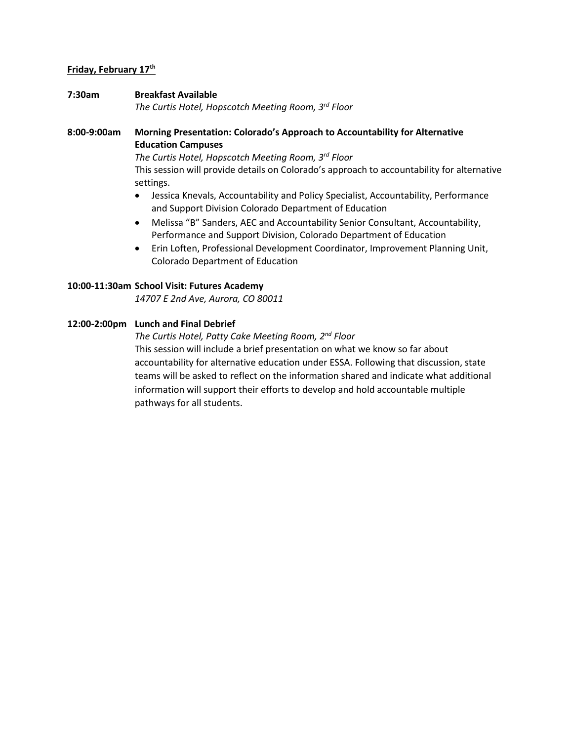**Friday, February 17th**

**7:30am** **Breakfast Available**
*The Curtis Hotel, Hopscotch Meeting Room, 3rd Floor*

**8:00-9:00am** **Morning Presentation: Colorado's Approach to Accountability for Alternative Education Campuses**
*The Curtis Hotel, Hopscotch Meeting Room, 3rd Floor*
This session will provide details on Colorado's approach to accountability for alternative settings.

- Jessica Knevals, Accountability and Policy Specialist, Accountability, Performance and Support Division Colorado Department of Education
- Melissa "B" Sanders, AEC and Accountability Senior Consultant, Accountability, Performance and Support Division, Colorado Department of Education
- Erin Loften, Professional Development Coordinator, Improvement Planning Unit, Colorado Department of Education

**10:00-11:30am** **School Visit: Futures Academy**
*14707 E 2nd Ave, Aurora, CO 80011*

**12:00-2:00pm** **Lunch and Final Debrief**
*The Curtis Hotel, Patty Cake Meeting Room, 2nd Floor*
This session will include a brief presentation on what we know so far about accountability for alternative education under ESSA. Following that discussion, state teams will be asked to reflect on the information shared and indicate what additional information will support their efforts to develop and hold accountable multiple pathways for all students.